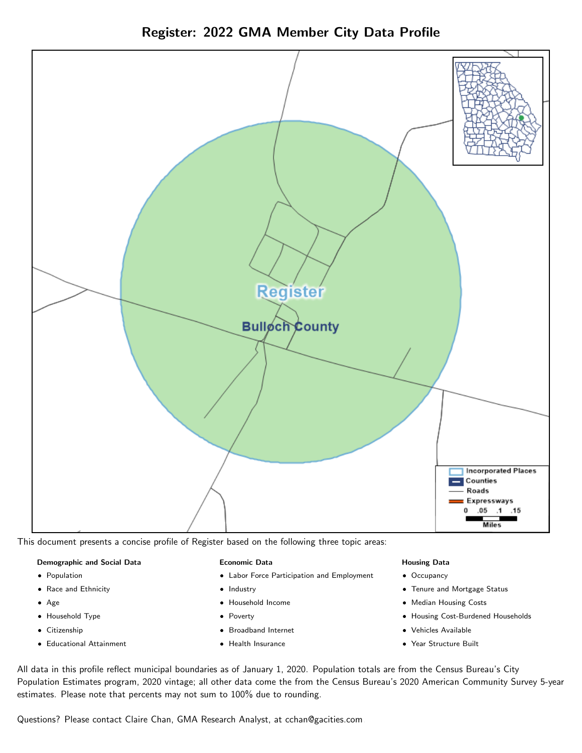# Register: 2022 GMA Member City Data Profile

This document presents a concise profile of Register based on the following three topic areas:

**Demographic and Social Data**

- Population
- Race and Ethnicity
- Age
- Household Type
- Citizenship
- Educational Attainment

**Economic Data**

- Labor Force Participation and Employment
- Industry
- Household Income
- Poverty
- Broadband Internet
- Health Insurance

**Housing Data**

- Occupancy
- Tenure and Mortgage Status
- Median Housing Costs
- Housing Cost-Burdened Households
- Vehicles Available
- Year Structure Built

All data in this profile reflect municipal boundaries as of January 1, 2020. Population totals are from the Census Bureau's City Population Estimates program, 2020 vintage; all other data come the from the Census Bureau's 2020 American Community Survey 5-year estimates. Please note that percents may not sum to 100% due to rounding.

Questions? Please contact Claire Chan, GMA Research Analyst, at cchan@gacities.com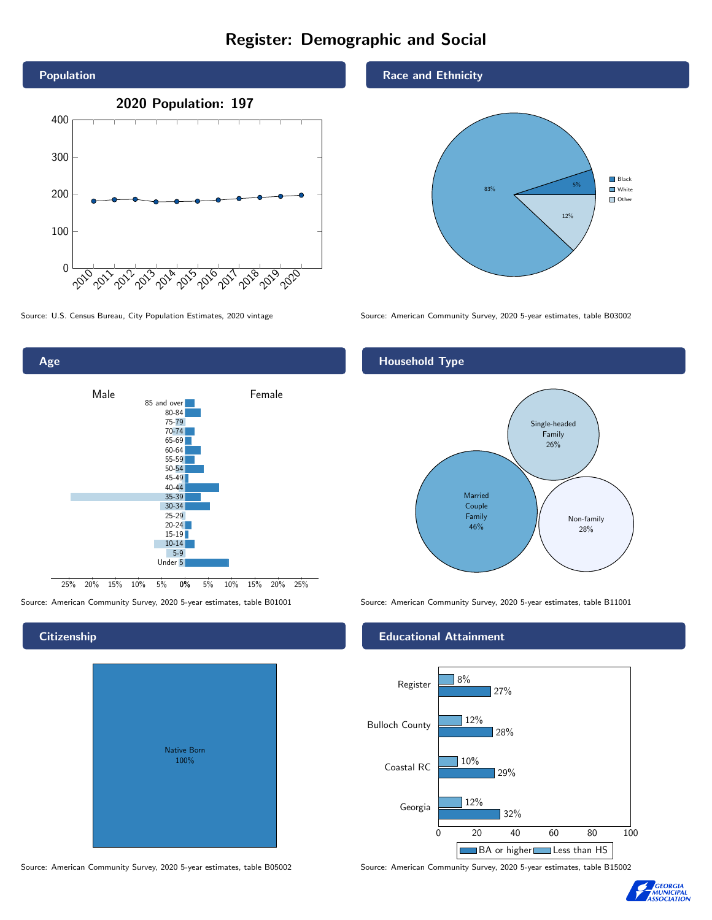# Register: Demographic and Social

## Population

2020 Population: 197

Source: U.S. Census Bureau, City Population Estimates, 2020 vintage

## Race and Ethnicity

| Race | Percent |
|---|---|
| Black | 5% |
| White | 83% |
| Other | 12% |

Source: American Community Survey, 2020 5-year estimates, table B03002

## Age

Source: American Community Survey, 2020 5-year estimates, table B01001

## Household Type

- Married Couple Family 46%
- Single-headed Family 26%
- Non-family 28%

Source: American Community Survey, 2020 5-year estimates, table B11001

## Citizenship

Native Born 100%

Source: American Community Survey, 2020 5-year estimates, table B05002

## Educational Attainment

| | Less than HS | BA or higher |
|---|---|---|
| Register | 8% | 27% |
| Bulloch County | 12% | 28% |
| Coastal RC | 10% | 29% |
| Georgia | 12% | 32% |

Source: American Community Survey, 2020 5-year estimates, table B15002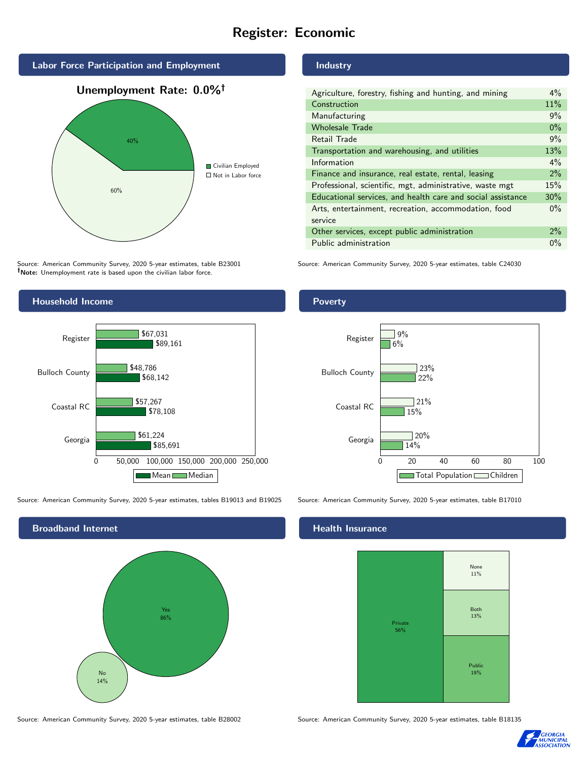# Register: Economic

## Labor Force Participation and Employment

**Unemployment Rate: 0.0%†**

| Category | Percent |
|---|---|
| Civilian Employed | 40% |
| Not in Labor force | 60% |

Source: American Community Survey, 2020 5-year estimates, table B23001
**†Note:** Unemployment rate is based upon the civilian labor force.

## Industry

| Industry | Percent |
|---|---|
| Agriculture, forestry, fishing and hunting, and mining | 4% |
| Construction | 11% |
| Manufacturing | 9% |
| Wholesale Trade | 0% |
| Retail Trade | 9% |
| Transportation and warehousing, and utilities | 13% |
| Information | 4% |
| Finance and insurance, real estate, rental, leasing | 2% |
| Professional, scientific, mgt, administrative, waste mgt | 15% |
| Educational services, and health care and social assistance | 30% |
| Arts, entertainment, recreation, accommodation, food service | 0% |
| Other services, except public administration | 2% |
| Public administration | 0% |

Source: American Community Survey, 2020 5-year estimates, table C24030

## Household Income

| | Median | Mean |
|---|---|---|
| Register | $67,031 | $89,161 |
| Bulloch County | $48,786 | $68,142 |
| Coastal RC | $57,267 | $78,108 |
| Georgia | $61,224 | $85,691 |

Source: American Community Survey, 2020 5-year estimates, tables B19013 and B19025

## Poverty

| | Children | Total Population |
|---|---|---|
| Register | 9% | 6% |
| Bulloch County | 23% | 22% |
| Coastal RC | 21% | 15% |
| Georgia | 20% | 14% |

Source: American Community Survey, 2020 5-year estimates, table B17010

## Broadband Internet

| | Percent |
|---|---|
| Yes | 86% |
| No | 14% |

Source: American Community Survey, 2020 5-year estimates, table B28002

## Health Insurance

| | Percent |
|---|---|
| Private | 56% |
| None | 11% |
| Both | 13% |
| Public | 19% |

Source: American Community Survey, 2020 5-year estimates, table B18135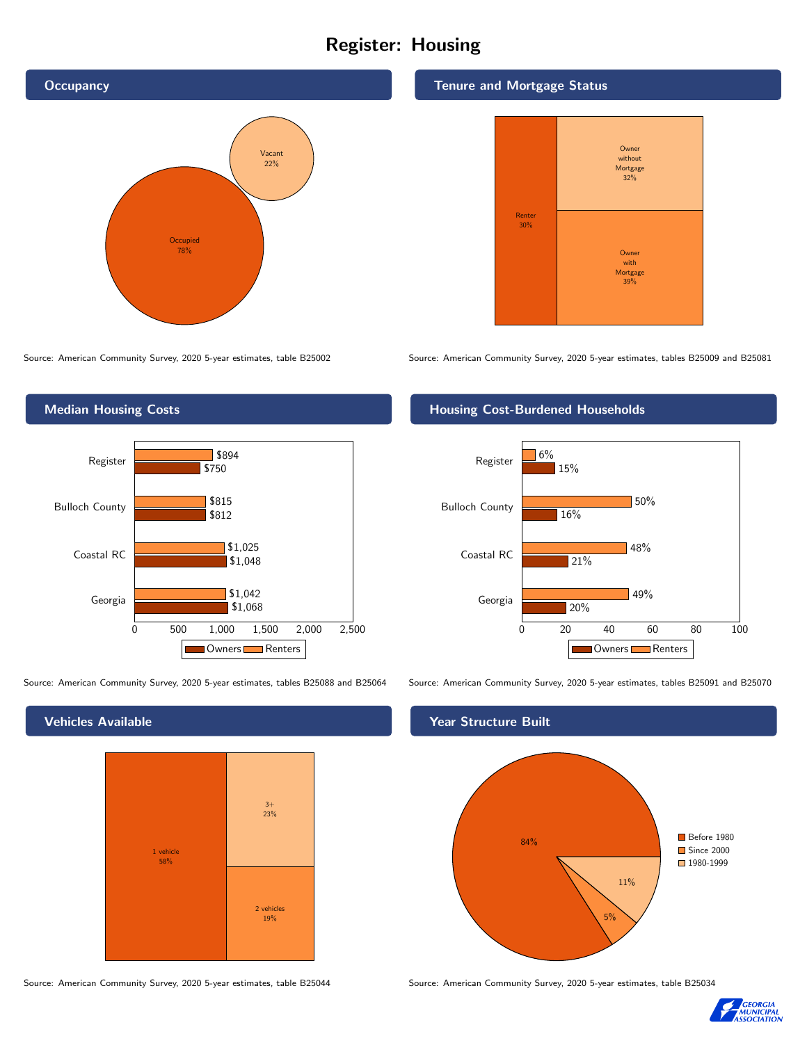# Register: Housing

## Occupancy

Vacant
22%

Occupied
78%

Source: American Community Survey, 2020 5-year estimates, table B25002

## Tenure and Mortgage Status

Renter
30%

Owner without Mortgage
32%

Owner with Mortgage
39%

Source: American Community Survey, 2020 5-year estimates, tables B25009 and B25081

## Median Housing Costs

Register
$894
$750

Bulloch County
$815
$812

Coastal RC
$1,025
$1,048

Georgia
$1,042
$1,068

0 500 1,000 1,500 2,000 2,500

Owners Renters

Source: American Community Survey, 2020 5-year estimates, tables B25088 and B25064

## Housing Cost-Burdened Households

Register
6%
15%

Bulloch County
50%
16%

Coastal RC
48%
21%

Georgia
49%
20%

0 20 40 60 80 100

Owners Renters

Source: American Community Survey, 2020 5-year estimates, tables B25091 and B25070

## Vehicles Available

1 vehicle
58%

3+
23%

2 vehicles
19%

Source: American Community Survey, 2020 5-year estimates, table B25044

## Year Structure Built

84%

5%

11%

Before 1980
Since 2000
1980-1999

Source: American Community Survey, 2020 5-year estimates, table B25034

GEORGIA MUNICIPAL ASSOCIATION